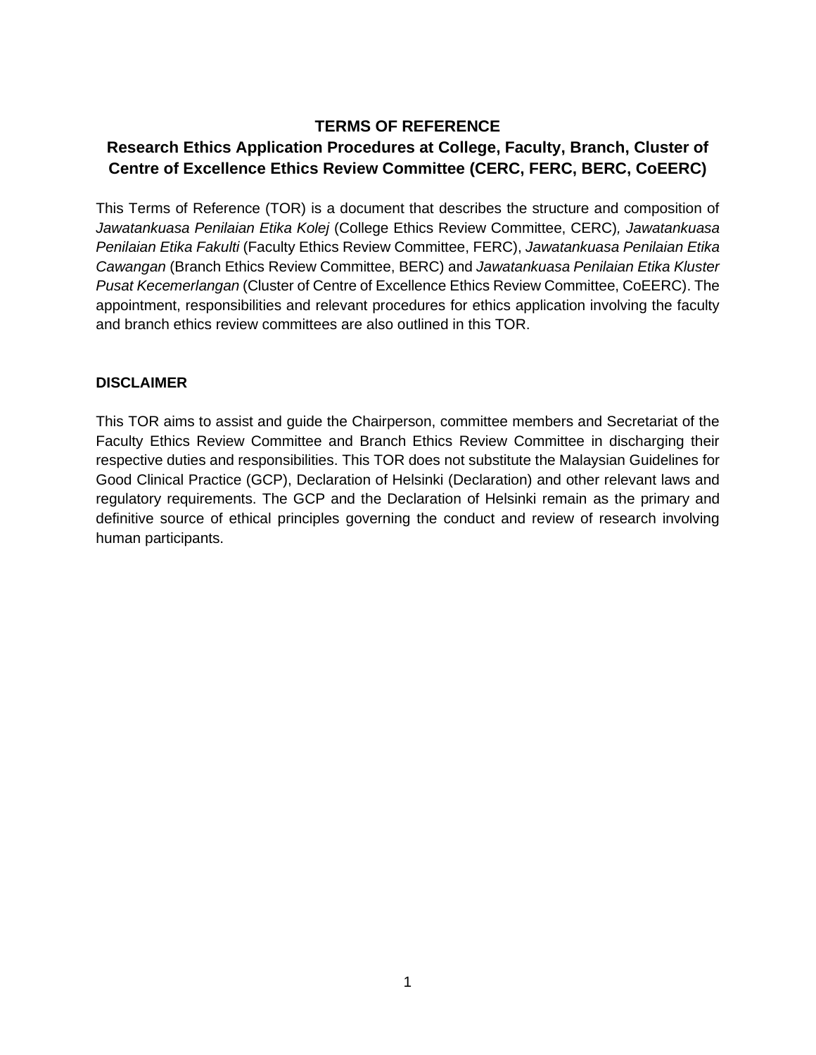# TERMS OF REFERENCE

## Research Ethics Application Procedures at College, Faculty, Branch, Cluster of Centre of Excellence Ethics Review Committee (CERC, FERC, BERC, CoEERC)

This Terms of Reference (TOR) is a document that describes the structure and composition of *Jawatankuasa Penilaian Etika Kolej* (College Ethics Review Committee, CERC)*, Jawatankuasa Penilaian Etika Fakulti* (Faculty Ethics Review Committee, FERC), *Jawatankuasa Penilaian Etika Cawangan* (Branch Ethics Review Committee, BERC) and *Jawatankuasa Penilaian Etika Kluster Pusat Kecemerlangan* (Cluster of Centre of Excellence Ethics Review Committee, CoEERC). The appointment, responsibilities and relevant procedures for ethics application involving the faculty and branch ethics review committees are also outlined in this TOR.

### DISCLAIMER

This TOR aims to assist and guide the Chairperson, committee members and Secretariat of the Faculty Ethics Review Committee and Branch Ethics Review Committee in discharging their respective duties and responsibilities. This TOR does not substitute the Malaysian Guidelines for Good Clinical Practice (GCP), Declaration of Helsinki (Declaration) and other relevant laws and regulatory requirements. The GCP and the Declaration of Helsinki remain as the primary and definitive source of ethical principles governing the conduct and review of research involving human participants.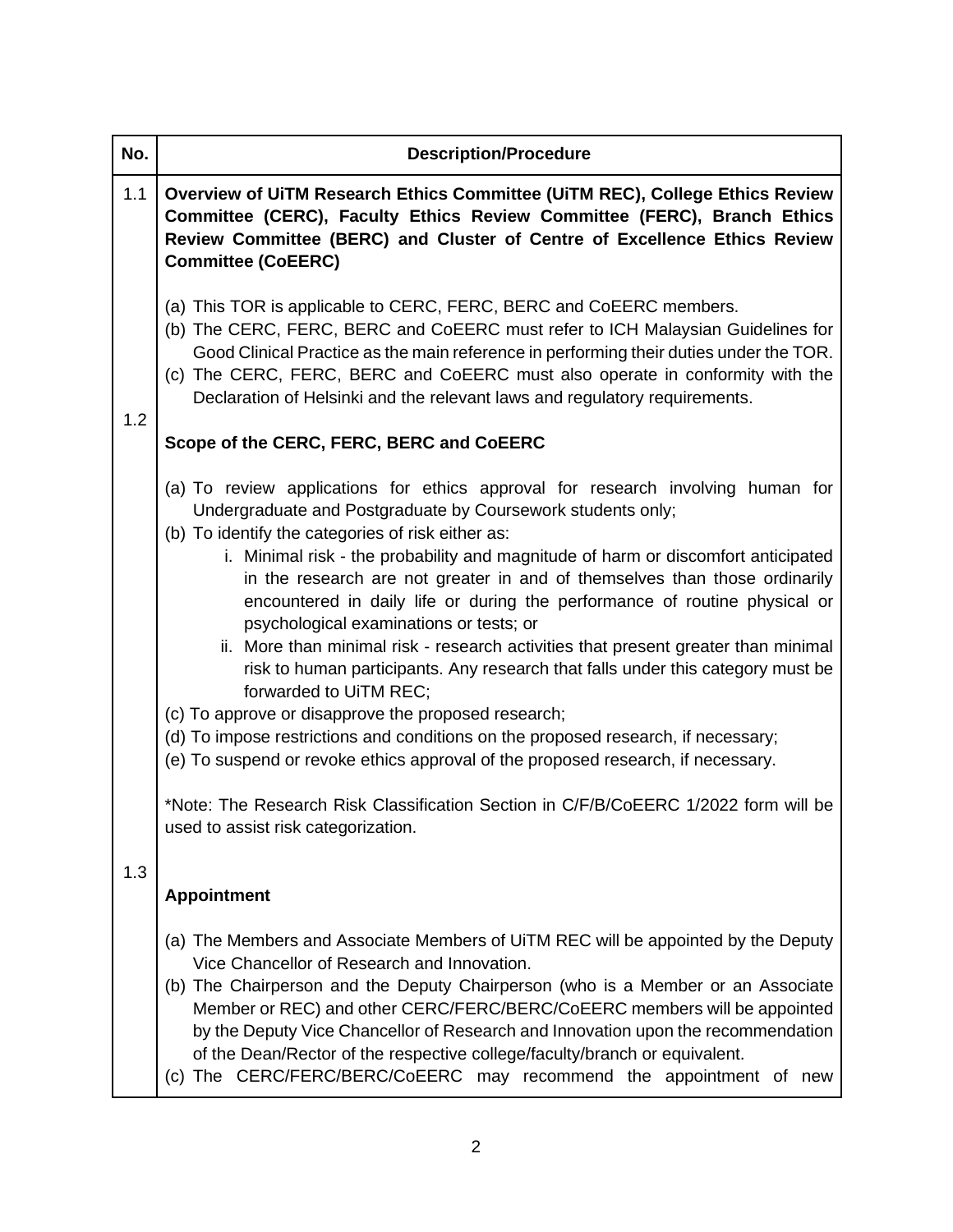| No. | Description/Procedure |
|---|---|
| 1.1 | **Overview of UiTM Research Ethics Committee (UiTM REC), College Ethics Review Committee (CERC), Faculty Ethics Review Committee (FERC), Branch Ethics Review Committee (BERC) and Cluster of Centre of Excellence Ethics Review Committee (CoEERC)**<br><br>(a) This TOR is applicable to CERC, FERC, BERC and CoEERC members.<br>(b) The CERC, FERC, BERC and CoEERC must refer to ICH Malaysian Guidelines for Good Clinical Practice as the main reference in performing their duties under the TOR.<br>(c) The CERC, FERC, BERC and CoEERC must also operate in conformity with the Declaration of Helsinki and the relevant laws and regulatory requirements. |
| 1.2 | **Scope of the CERC, FERC, BERC and CoEERC**<br><br>(a) To review applications for ethics approval for research involving human for Undergraduate and Postgraduate by Coursework students only;<br>(b) To identify the categories of risk either as:<br>i. Minimal risk - the probability and magnitude of harm or discomfort anticipated in the research are not greater in and of themselves than those ordinarily encountered in daily life or during the performance of routine physical or psychological examinations or tests; or<br>ii. More than minimal risk - research activities that present greater than minimal risk to human participants. Any research that falls under this category must be forwarded to UiTM REC;<br>(c) To approve or disapprove the proposed research;<br>(d) To impose restrictions and conditions on the proposed research, if necessary;<br>(e) To suspend or revoke ethics approval of the proposed research, if necessary.<br><br>*Note: The Research Risk Classification Section in C/F/B/CoEERC 1/2022 form will be used to assist risk categorization. |
| 1.3 | **Appointment**<br><br>(a) The Members and Associate Members of UiTM REC will be appointed by the Deputy Vice Chancellor of Research and Innovation.<br>(b) The Chairperson and the Deputy Chairperson (who is a Member or an Associate Member or REC) and other CERC/FERC/BERC/CoEERC members will be appointed by the Deputy Vice Chancellor of Research and Innovation upon the recommendation of the Dean/Rector of the respective college/faculty/branch or equivalent.<br>(c) The CERC/FERC/BERC/CoEERC may recommend the appointment of new |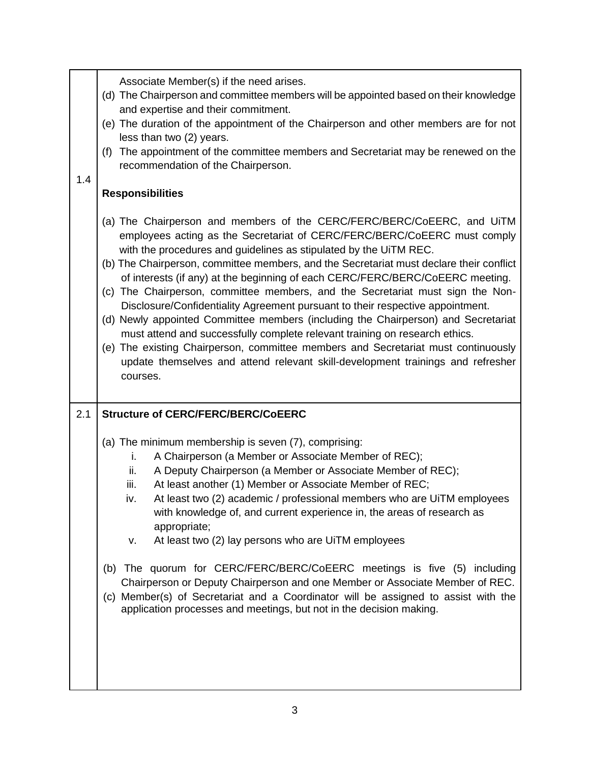Associate Member(s) if the need arises.

(d) The Chairperson and committee members will be appointed based on their knowledge and expertise and their commitment.

(e) The duration of the appointment of the Chairperson and other members are for not less than two (2) years.

(f) The appointment of the committee members and Secretariat may be renewed on the recommendation of the Chairperson.

## 1.4 Responsibilities

(a) The Chairperson and members of the CERC/FERC/BERC/CoEERC, and UiTM employees acting as the Secretariat of CERC/FERC/BERC/CoEERC must comply with the procedures and guidelines as stipulated by the UiTM REC.

(b) The Chairperson, committee members, and the Secretariat must declare their conflict of interests (if any) at the beginning of each CERC/FERC/BERC/CoEERC meeting.

(c) The Chairperson, committee members, and the Secretariat must sign the Non-Disclosure/Confidentiality Agreement pursuant to their respective appointment.

(d) Newly appointed Committee members (including the Chairperson) and Secretariat must attend and successfully complete relevant training on research ethics.

(e) The existing Chairperson, committee members and Secretariat must continuously update themselves and attend relevant skill-development trainings and refresher courses.

## 2.1 Structure of CERC/FERC/BERC/CoEERC

(a) The minimum membership is seven (7), comprising:

  i. A Chairperson (a Member or Associate Member of REC);
  ii. A Deputy Chairperson (a Member or Associate Member of REC);
  iii. At least another (1) Member or Associate Member of REC;
  iv. At least two (2) academic / professional members who are UiTM employees with knowledge of, and current experience in, the areas of research as appropriate;
  v. At least two (2) lay persons who are UiTM employees

(b) The quorum for CERC/FERC/BERC/CoEERC meetings is five (5) including Chairperson or Deputy Chairperson and one Member or Associate Member of REC.

(c) Member(s) of Secretariat and a Coordinator will be assigned to assist with the application processes and meetings, but not in the decision making.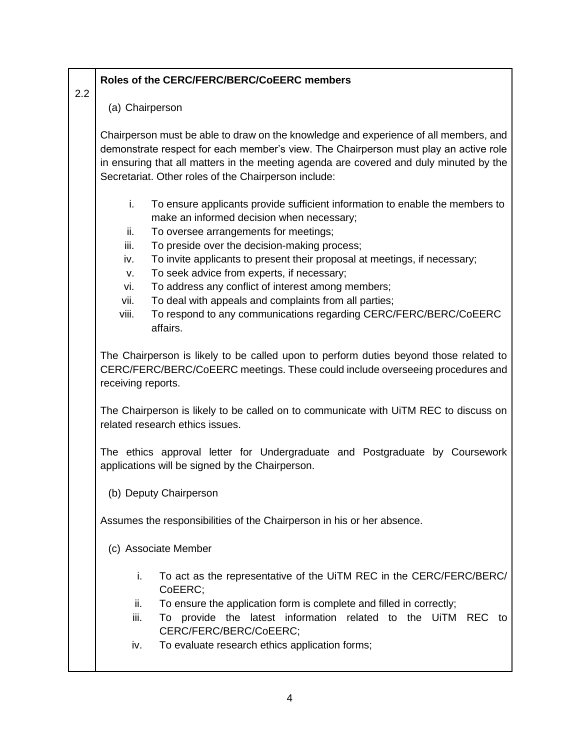## 2.2 Roles of the CERC/FERC/BERC/CoEERC members

(a) Chairperson

Chairperson must be able to draw on the knowledge and experience of all members, and demonstrate respect for each member's view. The Chairperson must play an active role in ensuring that all matters in the meeting agenda are covered and duly minuted by the Secretariat. Other roles of the Chairperson include:

i. To ensure applicants provide sufficient information to enable the members to make an informed decision when necessary;
ii. To oversee arrangements for meetings;
iii. To preside over the decision-making process;
iv. To invite applicants to present their proposal at meetings, if necessary;
v. To seek advice from experts, if necessary;
vi. To address any conflict of interest among members;
vii. To deal with appeals and complaints from all parties;
viii. To respond to any communications regarding CERC/FERC/BERC/CoEERC affairs.

The Chairperson is likely to be called upon to perform duties beyond those related to CERC/FERC/BERC/CoEERC meetings. These could include overseeing procedures and receiving reports.

The Chairperson is likely to be called on to communicate with UiTM REC to discuss on related research ethics issues.

The ethics approval letter for Undergraduate and Postgraduate by Coursework applications will be signed by the Chairperson.

(b) Deputy Chairperson

Assumes the responsibilities of the Chairperson in his or her absence.

(c) Associate Member

i. To act as the representative of the UiTM REC in the CERC/FERC/BERC/CoEERC;
ii. To ensure the application form is complete and filled in correctly;
iii. To provide the latest information related to the UiTM REC to CERC/FERC/BERC/CoEERC;
iv. To evaluate research ethics application forms;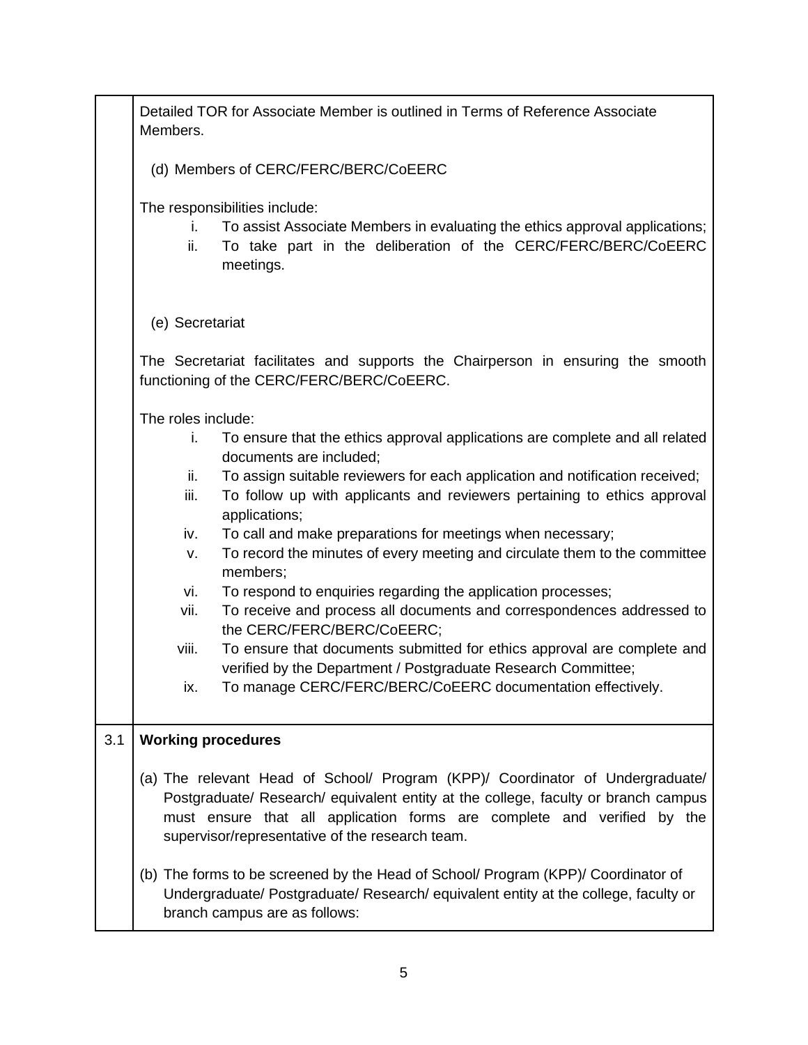Detailed TOR for Associate Member is outlined in Terms of Reference Associate Members.

(d) Members of CERC/FERC/BERC/CoEERC

The responsibilities include:

i. To assist Associate Members in evaluating the ethics approval applications;
ii. To take part in the deliberation of the CERC/FERC/BERC/CoEERC meetings.

(e) Secretariat

The Secretariat facilitates and supports the Chairperson in ensuring the smooth functioning of the CERC/FERC/BERC/CoEERC.

The roles include:

i. To ensure that the ethics approval applications are complete and all related documents are included;
ii. To assign suitable reviewers for each application and notification received;
iii. To follow up with applicants and reviewers pertaining to ethics approval applications;
iv. To call and make preparations for meetings when necessary;
v. To record the minutes of every meeting and circulate them to the committee members;
vi. To respond to enquiries regarding the application processes;
vii. To receive and process all documents and correspondences addressed to the CERC/FERC/BERC/CoEERC;
viii. To ensure that documents submitted for ethics approval are complete and verified by the Department / Postgraduate Research Committee;
ix. To manage CERC/FERC/BERC/CoEERC documentation effectively.

## 3.1 Working procedures

(a) The relevant Head of School/ Program (KPP)/ Coordinator of Undergraduate/ Postgraduate/ Research/ equivalent entity at the college, faculty or branch campus must ensure that all application forms are complete and verified by the supervisor/representative of the research team.

(b) The forms to be screened by the Head of School/ Program (KPP)/ Coordinator of Undergraduate/ Postgraduate/ Research/ equivalent entity at the college, faculty or branch campus are as follows: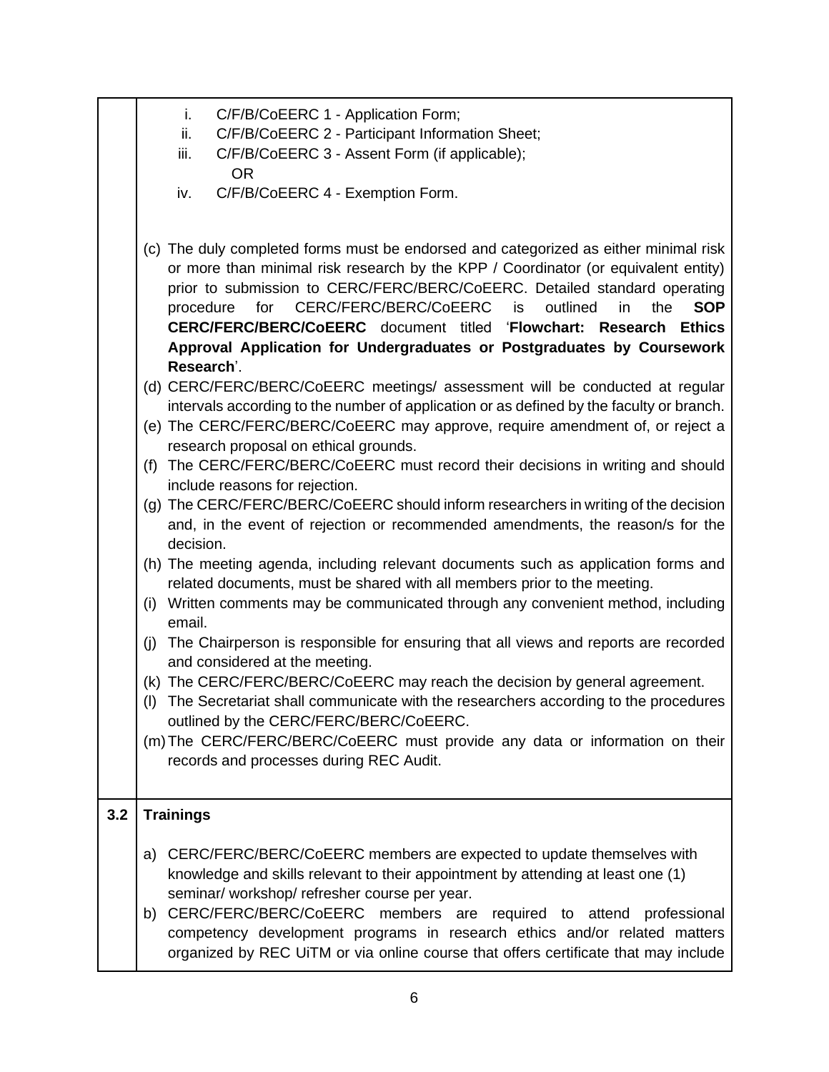| | |
|---|---|
| | i. C/F/B/CoEERC 1 - Application Form;<br>ii. C/F/B/CoEERC 2 - Participant Information Sheet;<br>iii. C/F/B/CoEERC 3 - Assent Form (if applicable);<br>OR<br>iv. C/F/B/CoEERC 4 - Exemption Form.<br><br>(c) The duly completed forms must be endorsed and categorized as either minimal risk or more than minimal risk research by the KPP / Coordinator (or equivalent entity) prior to submission to CERC/FERC/BERC/CoEERC. Detailed standard operating procedure for CERC/FERC/BERC/CoEERC is outlined in the **SOP CERC/FERC/BERC/CoEERC** document titled '**Flowchart: Research Ethics Approval Application for Undergraduates or Postgraduates by Coursework Research**'.<br>(d) CERC/FERC/BERC/CoEERC meetings/ assessment will be conducted at regular intervals according to the number of application or as defined by the faculty or branch.<br>(e) The CERC/FERC/BERC/CoEERC may approve, require amendment of, or reject a research proposal on ethical grounds.<br>(f) The CERC/FERC/BERC/CoEERC must record their decisions in writing and should include reasons for rejection.<br>(g) The CERC/FERC/BERC/CoEERC should inform researchers in writing of the decision and, in the event of rejection or recommended amendments, the reason/s for the decision.<br>(h) The meeting agenda, including relevant documents such as application forms and related documents, must be shared with all members prior to the meeting.<br>(i) Written comments may be communicated through any convenient method, including email.<br>(j) The Chairperson is responsible for ensuring that all views and reports are recorded and considered at the meeting.<br>(k) The CERC/FERC/BERC/CoEERC may reach the decision by general agreement.<br>(l) The Secretariat shall communicate with the researchers according to the procedures outlined by the CERC/FERC/BERC/CoEERC.<br>(m) The CERC/FERC/BERC/CoEERC must provide any data or information on their records and processes during REC Audit. |
| **3.2** | **Trainings**<br><br>a) CERC/FERC/BERC/CoEERC members are expected to update themselves with knowledge and skills relevant to their appointment by attending at least one (1) seminar/ workshop/ refresher course per year.<br>b) CERC/FERC/BERC/CoEERC members are required to attend professional competency development programs in research ethics and/or related matters organized by REC UiTM or via online course that offers certificate that may include |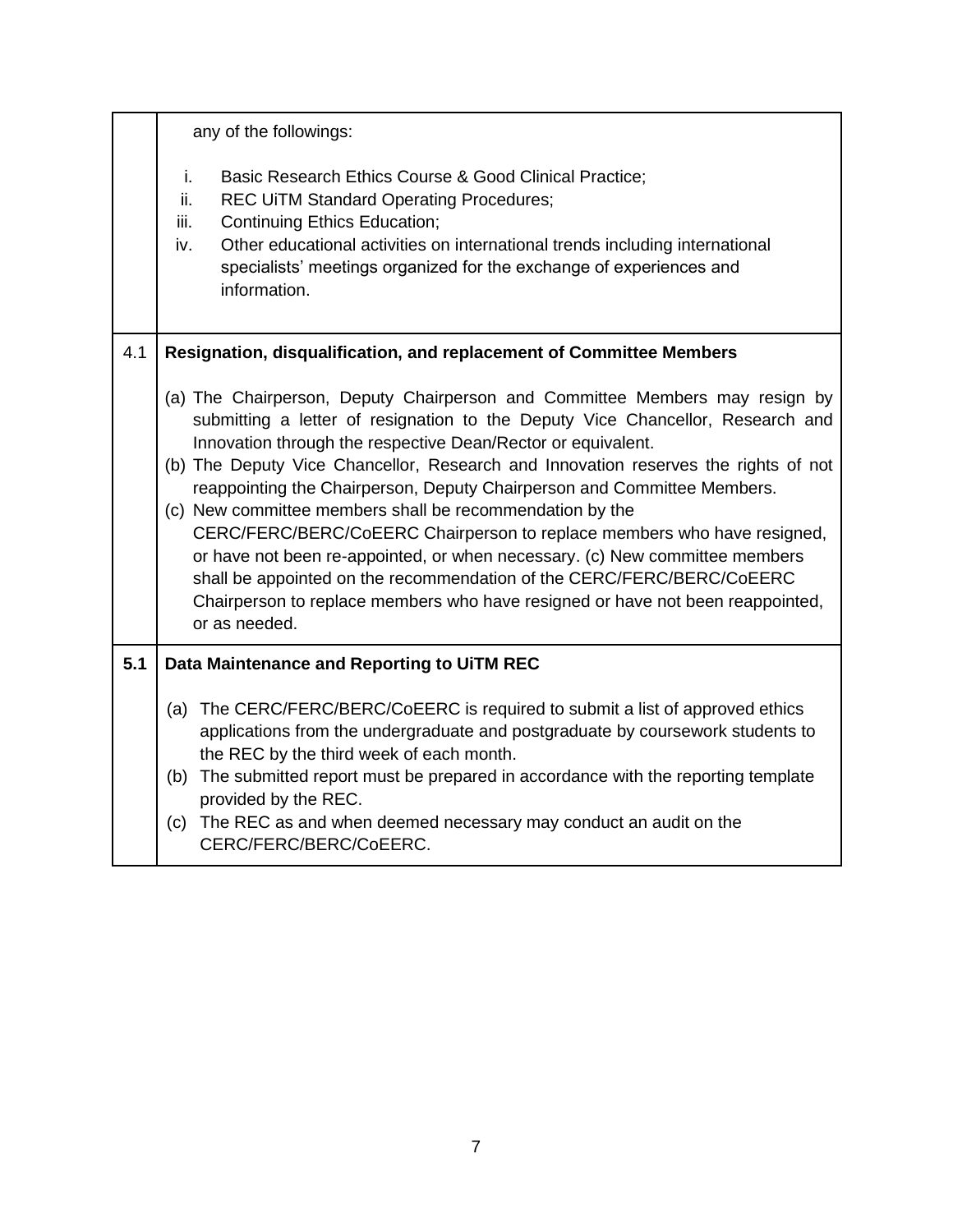| | |
|---|---|
| | any of the followings:<br><br>i. Basic Research Ethics Course & Good Clinical Practice;<br>ii. REC UiTM Standard Operating Procedures;<br>iii. Continuing Ethics Education;<br>iv. Other educational activities on international trends including international specialists' meetings organized for the exchange of experiences and information. |
| 4.1 | **Resignation, disqualification, and replacement of Committee Members**<br><br>(a) The Chairperson, Deputy Chairperson and Committee Members may resign by submitting a letter of resignation to the Deputy Vice Chancellor, Research and Innovation through the respective Dean/Rector or equivalent.<br>(b) The Deputy Vice Chancellor, Research and Innovation reserves the rights of not reappointing the Chairperson, Deputy Chairperson and Committee Members.<br>(c) New committee members shall be recommendation by the CERC/FERC/BERC/CoEERC Chairperson to replace members who have resigned, or have not been re-appointed, or when necessary. (c) New committee members shall be appointed on the recommendation of the CERC/FERC/BERC/CoEERC Chairperson to replace members who have resigned or have not been reappointed, or as needed. |
| **5.1** | **Data Maintenance and Reporting to UiTM REC**<br><br>(a) The CERC/FERC/BERC/CoEERC is required to submit a list of approved ethics applications from the undergraduate and postgraduate by coursework students to the REC by the third week of each month.<br>(b) The submitted report must be prepared in accordance with the reporting template provided by the REC.<br>(c) The REC as and when deemed necessary may conduct an audit on the CERC/FERC/BERC/CoEERC. |